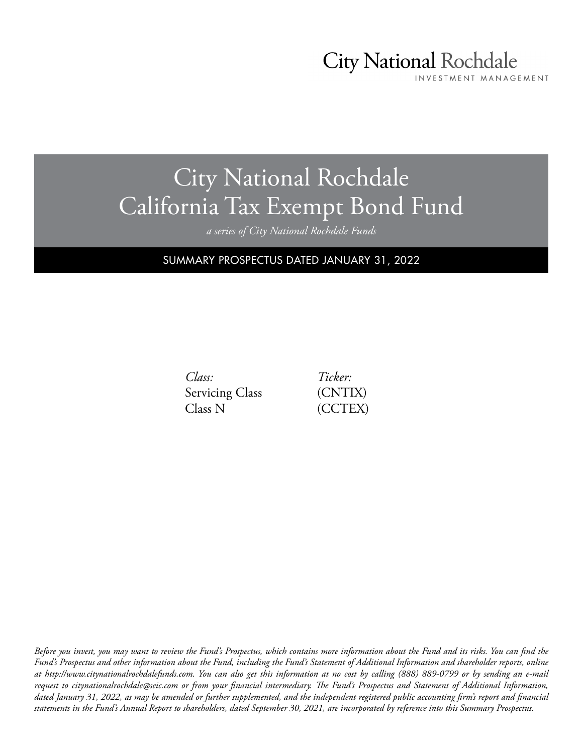City National Rochdale
INVESTMENT MANAGEMENT

# City National Rochdale California Tax Exempt Bond Fund

*a series of City National Rochdale Funds*

## SUMMARY PROSPECTUS DATED JANUARY 31, 2022

| *Class:* | *Ticker:* |
|---|---|
| Servicing Class | (CNTIX) |
| Class N | (CCTEX) |

*Before you invest, you may want to review the Fund's Prospectus, which contains more information about the Fund and its risks. You can find the Fund's Prospectus and other information about the Fund, including the Fund's Statement of Additional Information and shareholder reports, online at http://www.citynationalrochdalefunds.com. You can also get this information at no cost by calling (888) 889-0799 or by sending an e-mail request to citynationalrochdale@seic.com or from your financial intermediary. The Fund's Prospectus and Statement of Additional Information, dated January 31, 2022, as may be amended or further supplemented, and the independent registered public accounting firm's report and financial statements in the Fund's Annual Report to shareholders, dated September 30, 2021, are incorporated by reference into this Summary Prospectus.*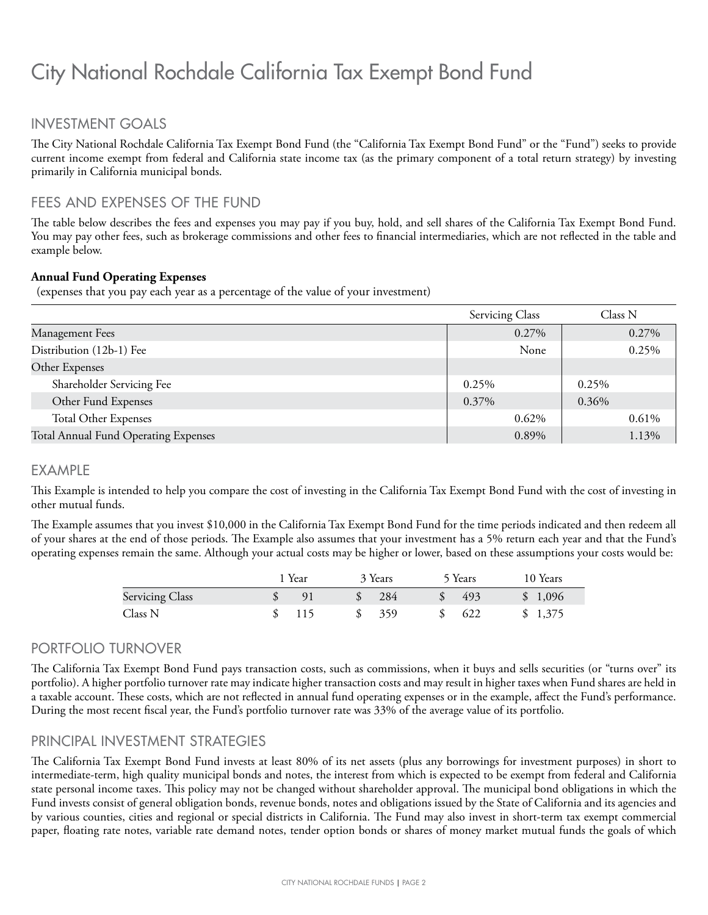# City National Rochdale California Tax Exempt Bond Fund

## INVESTMENT GOALS

The City National Rochdale California Tax Exempt Bond Fund (the "California Tax Exempt Bond Fund" or the "Fund") seeks to provide current income exempt from federal and California state income tax (as the primary component of a total return strategy) by investing primarily in California municipal bonds.

## FEES AND EXPENSES OF THE FUND

The table below describes the fees and expenses you may pay if you buy, hold, and sell shares of the California Tax Exempt Bond Fund. You may pay other fees, such as brokerage commissions and other fees to financial intermediaries, which are not reflected in the table and example below.

**Annual Fund Operating Expenses**
(expenses that you pay each year as a percentage of the value of your investment)

| | Servicing Class | Class N |
|---|---|---|
| Management Fees | 0.27% | 0.27% |
| Distribution (12b-1) Fee | None | 0.25% |
| Other Expenses | | |
| Shareholder Servicing Fee | 0.25% | 0.25% |
| Other Fund Expenses | 0.37% | 0.36% |
| Total Other Expenses | 0.62% | 0.61% |
| Total Annual Fund Operating Expenses | 0.89% | 1.13% |

## EXAMPLE

This Example is intended to help you compare the cost of investing in the California Tax Exempt Bond Fund with the cost of investing in other mutual funds.

The Example assumes that you invest $10,000 in the California Tax Exempt Bond Fund for the time periods indicated and then redeem all of your shares at the end of those periods. The Example also assumes that your investment has a 5% return each year and that the Fund's operating expenses remain the same. Although your actual costs may be higher or lower, based on these assumptions your costs would be:

| | 1 Year | 3 Years | 5 Years | 10 Years |
|---|---|---|---|---|
| Servicing Class | $ 91 | $ 284 | $ 493 | $ 1,096 |
| Class N | $ 115 | $ 359 | $ 622 | $ 1,375 |

## PORTFOLIO TURNOVER

The California Tax Exempt Bond Fund pays transaction costs, such as commissions, when it buys and sells securities (or "turns over" its portfolio). A higher portfolio turnover rate may indicate higher transaction costs and may result in higher taxes when Fund shares are held in a taxable account. These costs, which are not reflected in annual fund operating expenses or in the example, affect the Fund's performance. During the most recent fiscal year, the Fund's portfolio turnover rate was 33% of the average value of its portfolio.

## PRINCIPAL INVESTMENT STRATEGIES

The California Tax Exempt Bond Fund invests at least 80% of its net assets (plus any borrowings for investment purposes) in short to intermediate-term, high quality municipal bonds and notes, the interest from which is expected to be exempt from federal and California state personal income taxes. This policy may not be changed without shareholder approval. The municipal bond obligations in which the Fund invests consist of general obligation bonds, revenue bonds, notes and obligations issued by the State of California and its agencies and by various counties, cities and regional or special districts in California. The Fund may also invest in short-term tax exempt commercial paper, floating rate notes, variable rate demand notes, tender option bonds or shares of money market mutual funds the goals of which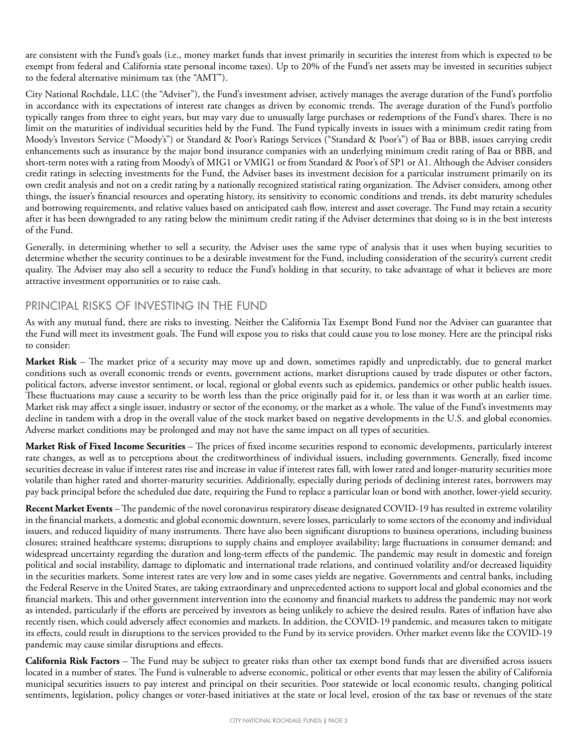are consistent with the Fund's goals (i.e., money market funds that invest primarily in securities the interest from which is expected to be exempt from federal and California state personal income taxes). Up to 20% of the Fund's net assets may be invested in securities subject to the federal alternative minimum tax (the "AMT").

City National Rochdale, LLC (the "Adviser"), the Fund's investment adviser, actively manages the average duration of the Fund's portfolio in accordance with its expectations of interest rate changes as driven by economic trends. The average duration of the Fund's portfolio typically ranges from three to eight years, but may vary due to unusually large purchases or redemptions of the Fund's shares. There is no limit on the maturities of individual securities held by the Fund. The Fund typically invests in issues with a minimum credit rating from Moody's Investors Service ("Moody's") or Standard & Poor's Ratings Services ("Standard & Poor's") of Baa or BBB, issues carrying credit enhancements such as insurance by the major bond insurance companies with an underlying minimum credit rating of Baa or BBB, and short-term notes with a rating from Moody's of MIG1 or VMIG1 or from Standard & Poor's of SP1 or A1. Although the Adviser considers credit ratings in selecting investments for the Fund, the Adviser bases its investment decision for a particular instrument primarily on its own credit analysis and not on a credit rating by a nationally recognized statistical rating organization. The Adviser considers, among other things, the issuer's financial resources and operating history, its sensitivity to economic conditions and trends, its debt maturity schedules and borrowing requirements, and relative values based on anticipated cash flow, interest and asset coverage. The Fund may retain a security after it has been downgraded to any rating below the minimum credit rating if the Adviser determines that doing so is in the best interests of the Fund.

Generally, in determining whether to sell a security, the Adviser uses the same type of analysis that it uses when buying securities to determine whether the security continues to be a desirable investment for the Fund, including consideration of the security's current credit quality. The Adviser may also sell a security to reduce the Fund's holding in that security, to take advantage of what it believes are more attractive investment opportunities or to raise cash.

## PRINCIPAL RISKS OF INVESTING IN THE FUND

As with any mutual fund, there are risks to investing. Neither the California Tax Exempt Bond Fund nor the Adviser can guarantee that the Fund will meet its investment goals. The Fund will expose you to risks that could cause you to lose money. Here are the principal risks to consider:

**Market Risk** – The market price of a security may move up and down, sometimes rapidly and unpredictably, due to general market conditions such as overall economic trends or events, government actions, market disruptions caused by trade disputes or other factors, political factors, adverse investor sentiment, or local, regional or global events such as epidemics, pandemics or other public health issues. These fluctuations may cause a security to be worth less than the price originally paid for it, or less than it was worth at an earlier time. Market risk may affect a single issuer, industry or sector of the economy, or the market as a whole. The value of the Fund's investments may decline in tandem with a drop in the overall value of the stock market based on negative developments in the U.S. and global economies. Adverse market conditions may be prolonged and may not have the same impact on all types of securities.

**Market Risk of Fixed Income Securities** – The prices of fixed income securities respond to economic developments, particularly interest rate changes, as well as to perceptions about the creditworthiness of individual issuers, including governments. Generally, fixed income securities decrease in value if interest rates rise and increase in value if interest rates fall, with lower rated and longer-maturity securities more volatile than higher rated and shorter-maturity securities. Additionally, especially during periods of declining interest rates, borrowers may pay back principal before the scheduled due date, requiring the Fund to replace a particular loan or bond with another, lower-yield security.

**Recent Market Events** – The pandemic of the novel coronavirus respiratory disease designated COVID-19 has resulted in extreme volatility in the financial markets, a domestic and global economic downturn, severe losses, particularly to some sectors of the economy and individual issuers, and reduced liquidity of many instruments. There have also been significant disruptions to business operations, including business closures; strained healthcare systems; disruptions to supply chains and employee availability; large fluctuations in consumer demand; and widespread uncertainty regarding the duration and long-term effects of the pandemic. The pandemic may result in domestic and foreign political and social instability, damage to diplomatic and international trade relations, and continued volatility and/or decreased liquidity in the securities markets. Some interest rates are very low and in some cases yields are negative. Governments and central banks, including the Federal Reserve in the United States, are taking extraordinary and unprecedented actions to support local and global economies and the financial markets. This and other government intervention into the economy and financial markets to address the pandemic may not work as intended, particularly if the efforts are perceived by investors as being unlikely to achieve the desired results. Rates of inflation have also recently risen, which could adversely affect economies and markets. In addition, the COVID-19 pandemic, and measures taken to mitigate its effects, could result in disruptions to the services provided to the Fund by its service providers. Other market events like the COVID-19 pandemic may cause similar disruptions and effects.

**California Risk Factors** – The Fund may be subject to greater risks than other tax exempt bond funds that are diversified across issuers located in a number of states. The Fund is vulnerable to adverse economic, political or other events that may lessen the ability of California municipal securities issuers to pay interest and principal on their securities. Poor statewide or local economic results, changing political sentiments, legislation, policy changes or voter-based initiatives at the state or local level, erosion of the tax base or revenues of the state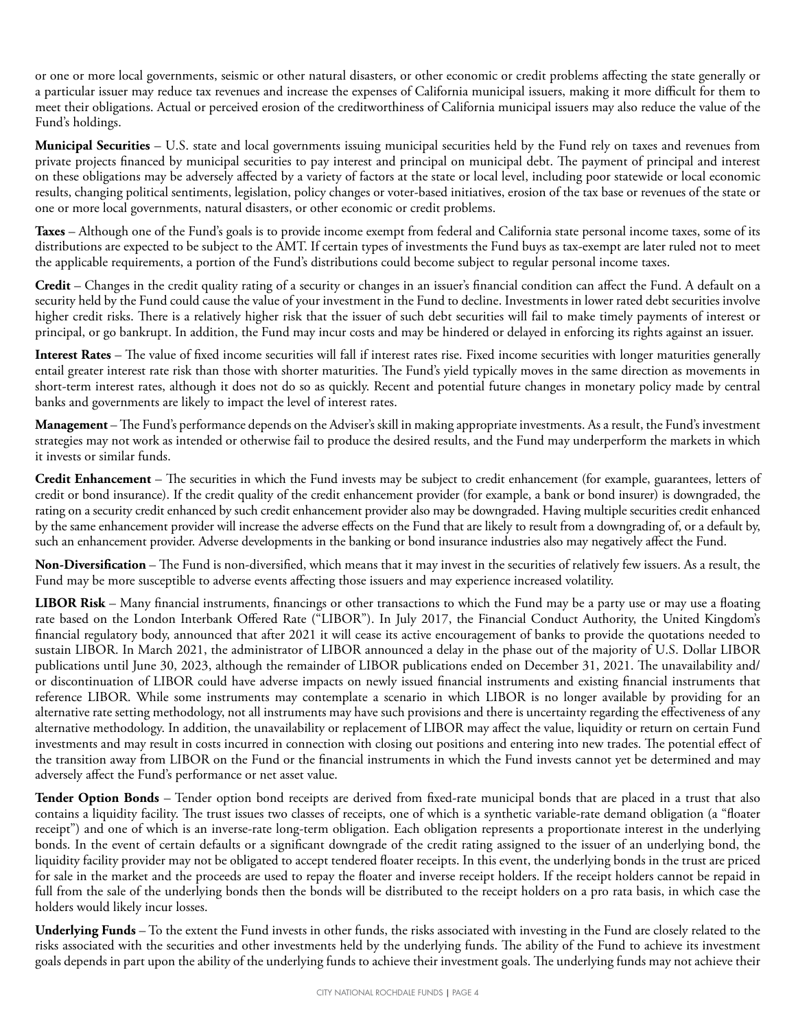or one or more local governments, seismic or other natural disasters, or other economic or credit problems affecting the state generally or a particular issuer may reduce tax revenues and increase the expenses of California municipal issuers, making it more difficult for them to meet their obligations. Actual or perceived erosion of the creditworthiness of California municipal issuers may also reduce the value of the Fund's holdings.

**Municipal Securities** – U.S. state and local governments issuing municipal securities held by the Fund rely on taxes and revenues from private projects financed by municipal securities to pay interest and principal on municipal debt. The payment of principal and interest on these obligations may be adversely affected by a variety of factors at the state or local level, including poor statewide or local economic results, changing political sentiments, legislation, policy changes or voter-based initiatives, erosion of the tax base or revenues of the state or one or more local governments, natural disasters, or other economic or credit problems.

**Taxes** – Although one of the Fund's goals is to provide income exempt from federal and California state personal income taxes, some of its distributions are expected to be subject to the AMT. If certain types of investments the Fund buys as tax-exempt are later ruled not to meet the applicable requirements, a portion of the Fund's distributions could become subject to regular personal income taxes.

**Credit** – Changes in the credit quality rating of a security or changes in an issuer's financial condition can affect the Fund. A default on a security held by the Fund could cause the value of your investment in the Fund to decline. Investments in lower rated debt securities involve higher credit risks. There is a relatively higher risk that the issuer of such debt securities will fail to make timely payments of interest or principal, or go bankrupt. In addition, the Fund may incur costs and may be hindered or delayed in enforcing its rights against an issuer.

**Interest Rates** – The value of fixed income securities will fall if interest rates rise. Fixed income securities with longer maturities generally entail greater interest rate risk than those with shorter maturities. The Fund's yield typically moves in the same direction as movements in short-term interest rates, although it does not do so as quickly. Recent and potential future changes in monetary policy made by central banks and governments are likely to impact the level of interest rates.

**Management** – The Fund's performance depends on the Adviser's skill in making appropriate investments. As a result, the Fund's investment strategies may not work as intended or otherwise fail to produce the desired results, and the Fund may underperform the markets in which it invests or similar funds.

**Credit Enhancement** – The securities in which the Fund invests may be subject to credit enhancement (for example, guarantees, letters of credit or bond insurance). If the credit quality of the credit enhancement provider (for example, a bank or bond insurer) is downgraded, the rating on a security credit enhanced by such credit enhancement provider also may be downgraded. Having multiple securities credit enhanced by the same enhancement provider will increase the adverse effects on the Fund that are likely to result from a downgrading of, or a default by, such an enhancement provider. Adverse developments in the banking or bond insurance industries also may negatively affect the Fund.

**Non-Diversification** – The Fund is non-diversified, which means that it may invest in the securities of relatively few issuers. As a result, the Fund may be more susceptible to adverse events affecting those issuers and may experience increased volatility.

**LIBOR Risk** – Many financial instruments, financings or other transactions to which the Fund may be a party use or may use a floating rate based on the London Interbank Offered Rate ("LIBOR"). In July 2017, the Financial Conduct Authority, the United Kingdom's financial regulatory body, announced that after 2021 it will cease its active encouragement of banks to provide the quotations needed to sustain LIBOR. In March 2021, the administrator of LIBOR announced a delay in the phase out of the majority of U.S. Dollar LIBOR publications until June 30, 2023, although the remainder of LIBOR publications ended on December 31, 2021. The unavailability and/or discontinuation of LIBOR could have adverse impacts on newly issued financial instruments and existing financial instruments that reference LIBOR. While some instruments may contemplate a scenario in which LIBOR is no longer available by providing for an alternative rate setting methodology, not all instruments may have such provisions and there is uncertainty regarding the effectiveness of any alternative methodology. In addition, the unavailability or replacement of LIBOR may affect the value, liquidity or return on certain Fund investments and may result in costs incurred in connection with closing out positions and entering into new trades. The potential effect of the transition away from LIBOR on the Fund or the financial instruments in which the Fund invests cannot yet be determined and may adversely affect the Fund's performance or net asset value.

**Tender Option Bonds** – Tender option bond receipts are derived from fixed-rate municipal bonds that are placed in a trust that also contains a liquidity facility. The trust issues two classes of receipts, one of which is a synthetic variable-rate demand obligation (a "floater receipt") and one of which is an inverse-rate long-term obligation. Each obligation represents a proportionate interest in the underlying bonds. In the event of certain defaults or a significant downgrade of the credit rating assigned to the issuer of an underlying bond, the liquidity facility provider may not be obligated to accept tendered floater receipts. In this event, the underlying bonds in the trust are priced for sale in the market and the proceeds are used to repay the floater and inverse receipt holders. If the receipt holders cannot be repaid in full from the sale of the underlying bonds then the bonds will be distributed to the receipt holders on a pro rata basis, in which case the holders would likely incur losses.

**Underlying Funds** – To the extent the Fund invests in other funds, the risks associated with investing in the Fund are closely related to the risks associated with the securities and other investments held by the underlying funds. The ability of the Fund to achieve its investment goals depends in part upon the ability of the underlying funds to achieve their investment goals. The underlying funds may not achieve their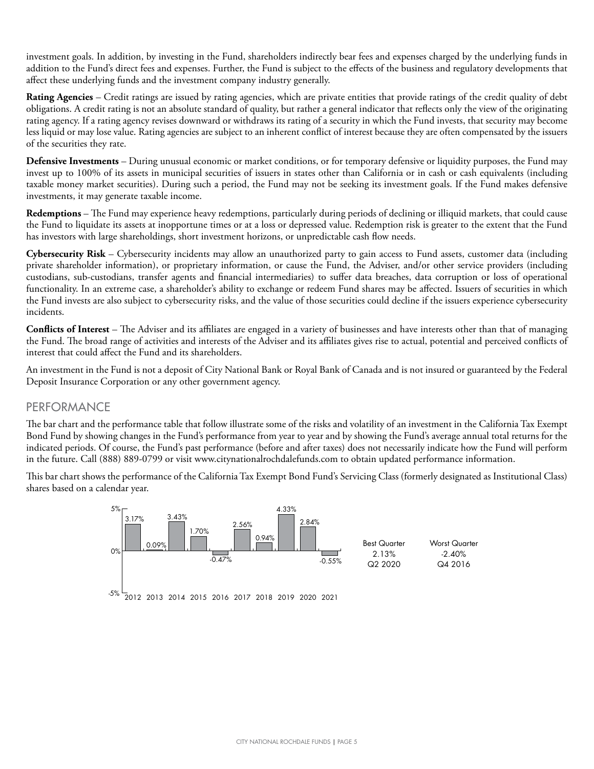investment goals. In addition, by investing in the Fund, shareholders indirectly bear fees and expenses charged by the underlying funds in addition to the Fund's direct fees and expenses. Further, the Fund is subject to the effects of the business and regulatory developments that affect these underlying funds and the investment company industry generally.

**Rating Agencies** – Credit ratings are issued by rating agencies, which are private entities that provide ratings of the credit quality of debt obligations. A credit rating is not an absolute standard of quality, but rather a general indicator that reflects only the view of the originating rating agency. If a rating agency revises downward or withdraws its rating of a security in which the Fund invests, that security may become less liquid or may lose value. Rating agencies are subject to an inherent conflict of interest because they are often compensated by the issuers of the securities they rate.

**Defensive Investments** – During unusual economic or market conditions, or for temporary defensive or liquidity purposes, the Fund may invest up to 100% of its assets in municipal securities of issuers in states other than California or in cash or cash equivalents (including taxable money market securities). During such a period, the Fund may not be seeking its investment goals. If the Fund makes defensive investments, it may generate taxable income.

**Redemptions** – The Fund may experience heavy redemptions, particularly during periods of declining or illiquid markets, that could cause the Fund to liquidate its assets at inopportune times or at a loss or depressed value. Redemption risk is greater to the extent that the Fund has investors with large shareholdings, short investment horizons, or unpredictable cash flow needs.

**Cybersecurity Risk** – Cybersecurity incidents may allow an unauthorized party to gain access to Fund assets, customer data (including private shareholder information), or proprietary information, or cause the Fund, the Adviser, and/or other service providers (including custodians, sub-custodians, transfer agents and financial intermediaries) to suffer data breaches, data corruption or loss of operational functionality. In an extreme case, a shareholder's ability to exchange or redeem Fund shares may be affected. Issuers of securities in which the Fund invests are also subject to cybersecurity risks, and the value of those securities could decline if the issuers experience cybersecurity incidents.

**Conflicts of Interest** – The Adviser and its affiliates are engaged in a variety of businesses and have interests other than that of managing the Fund. The broad range of activities and interests of the Adviser and its affiliates gives rise to actual, potential and perceived conflicts of interest that could affect the Fund and its shareholders.

An investment in the Fund is not a deposit of City National Bank or Royal Bank of Canada and is not insured or guaranteed by the Federal Deposit Insurance Corporation or any other government agency.

## PERFORMANCE

The bar chart and the performance table that follow illustrate some of the risks and volatility of an investment in the California Tax Exempt Bond Fund by showing changes in the Fund's performance from year to year and by showing the Fund's average annual total returns for the indicated periods. Of course, the Fund's past performance (before and after taxes) does not necessarily indicate how the Fund will perform in the future. Call (888) 889-0799 or visit www.citynationalrochdalefunds.com to obtain updated performance information.

This bar chart shows the performance of the California Tax Exempt Bond Fund's Servicing Class (formerly designated as Institutional Class) shares based on a calendar year.

| 2012 | 2013 | 2014 | 2015 | 2016 | 2017 | 2018 | 2019 | 2020 | 2021 |
|---|---|---|---|---|---|---|---|---|---|
| 3.17% | 0.09% | 3.43% | 1.70% | -0.47% | 2.56% | 0.94% | 4.33% | 2.84% | -0.55% |

| Best Quarter | Worst Quarter |
|---|---|
| 2.13% | -2.40% |
| Q2 2020 | Q4 2016 |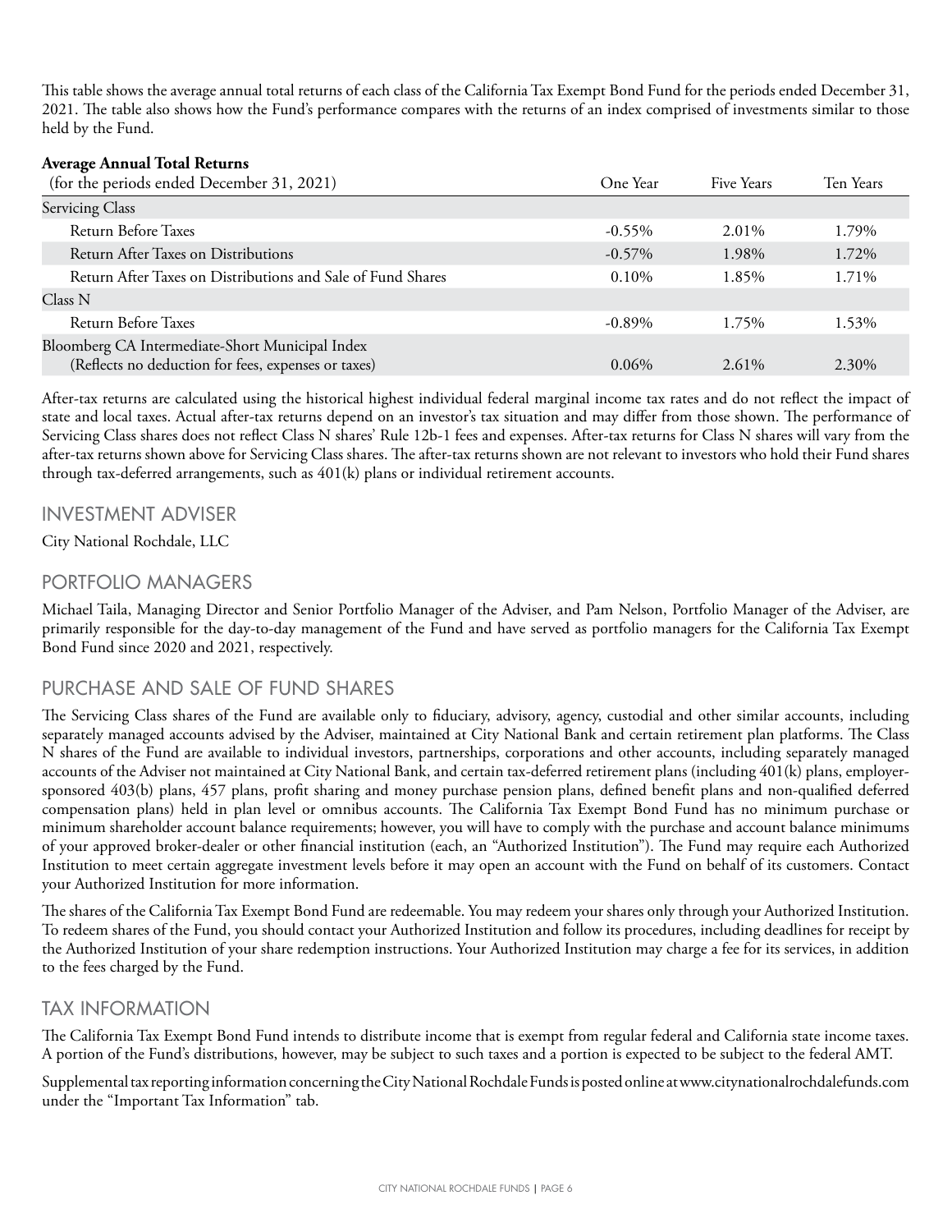This table shows the average annual total returns of each class of the California Tax Exempt Bond Fund for the periods ended December 31, 2021. The table also shows how the Fund's performance compares with the returns of an index comprised of investments similar to those held by the Fund.

**Average Annual Total Returns**

| (for the periods ended December 31, 2021) | One Year | Five Years | Ten Years |
|---|---|---|---|
| Servicing Class | | | |
| Return Before Taxes | -0.55% | 2.01% | 1.79% |
| Return After Taxes on Distributions | -0.57% | 1.98% | 1.72% |
| Return After Taxes on Distributions and Sale of Fund Shares | 0.10% | 1.85% | 1.71% |
| Class N | | | |
| Return Before Taxes | -0.89% | 1.75% | 1.53% |
| Bloomberg CA Intermediate-Short Municipal Index (Reflects no deduction for fees, expenses or taxes) | 0.06% | 2.61% | 2.30% |

After-tax returns are calculated using the historical highest individual federal marginal income tax rates and do not reflect the impact of state and local taxes. Actual after-tax returns depend on an investor's tax situation and may differ from those shown. The performance of Servicing Class shares does not reflect Class N shares' Rule 12b-1 fees and expenses. After-tax returns for Class N shares will vary from the after-tax returns shown above for Servicing Class shares. The after-tax returns shown are not relevant to investors who hold their Fund shares through tax-deferred arrangements, such as 401(k) plans or individual retirement accounts.

## INVESTMENT ADVISER

City National Rochdale, LLC

## PORTFOLIO MANAGERS

Michael Taila, Managing Director and Senior Portfolio Manager of the Adviser, and Pam Nelson, Portfolio Manager of the Adviser, are primarily responsible for the day-to-day management of the Fund and have served as portfolio managers for the California Tax Exempt Bond Fund since 2020 and 2021, respectively.

## PURCHASE AND SALE OF FUND SHARES

The Servicing Class shares of the Fund are available only to fiduciary, advisory, agency, custodial and other similar accounts, including separately managed accounts advised by the Adviser, maintained at City National Bank and certain retirement plan platforms. The Class N shares of the Fund are available to individual investors, partnerships, corporations and other accounts, including separately managed accounts of the Adviser not maintained at City National Bank, and certain tax-deferred retirement plans (including 401(k) plans, employer-sponsored 403(b) plans, 457 plans, profit sharing and money purchase pension plans, defined benefit plans and non-qualified deferred compensation plans) held in plan level or omnibus accounts. The California Tax Exempt Bond Fund has no minimum purchase or minimum shareholder account balance requirements; however, you will have to comply with the purchase and account balance minimums of your approved broker-dealer or other financial institution (each, an "Authorized Institution"). The Fund may require each Authorized Institution to meet certain aggregate investment levels before it may open an account with the Fund on behalf of its customers. Contact your Authorized Institution for more information.

The shares of the California Tax Exempt Bond Fund are redeemable. You may redeem your shares only through your Authorized Institution. To redeem shares of the Fund, you should contact your Authorized Institution and follow its procedures, including deadlines for receipt by the Authorized Institution of your share redemption instructions. Your Authorized Institution may charge a fee for its services, in addition to the fees charged by the Fund.

## TAX INFORMATION

The California Tax Exempt Bond Fund intends to distribute income that is exempt from regular federal and California state income taxes. A portion of the Fund's distributions, however, may be subject to such taxes and a portion is expected to be subject to the federal AMT.

Supplemental tax reporting information concerning the City National Rochdale Funds is posted online at www.citynationalrochdalefunds.com under the "Important Tax Information" tab.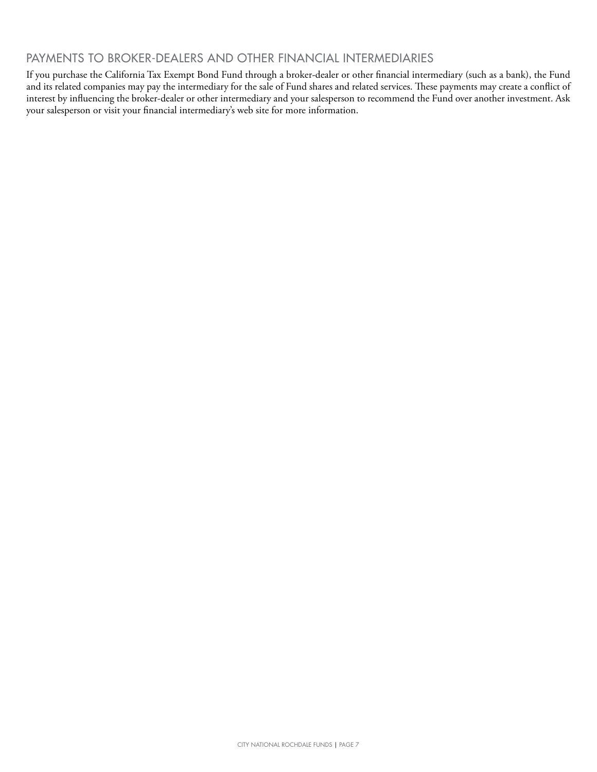## PAYMENTS TO BROKER-DEALERS AND OTHER FINANCIAL INTERMEDIARIES

If you purchase the California Tax Exempt Bond Fund through a broker-dealer or other financial intermediary (such as a bank), the Fund and its related companies may pay the intermediary for the sale of Fund shares and related services. These payments may create a conflict of interest by influencing the broker-dealer or other intermediary and your salesperson to recommend the Fund over another investment. Ask your salesperson or visit your financial intermediary's web site for more information.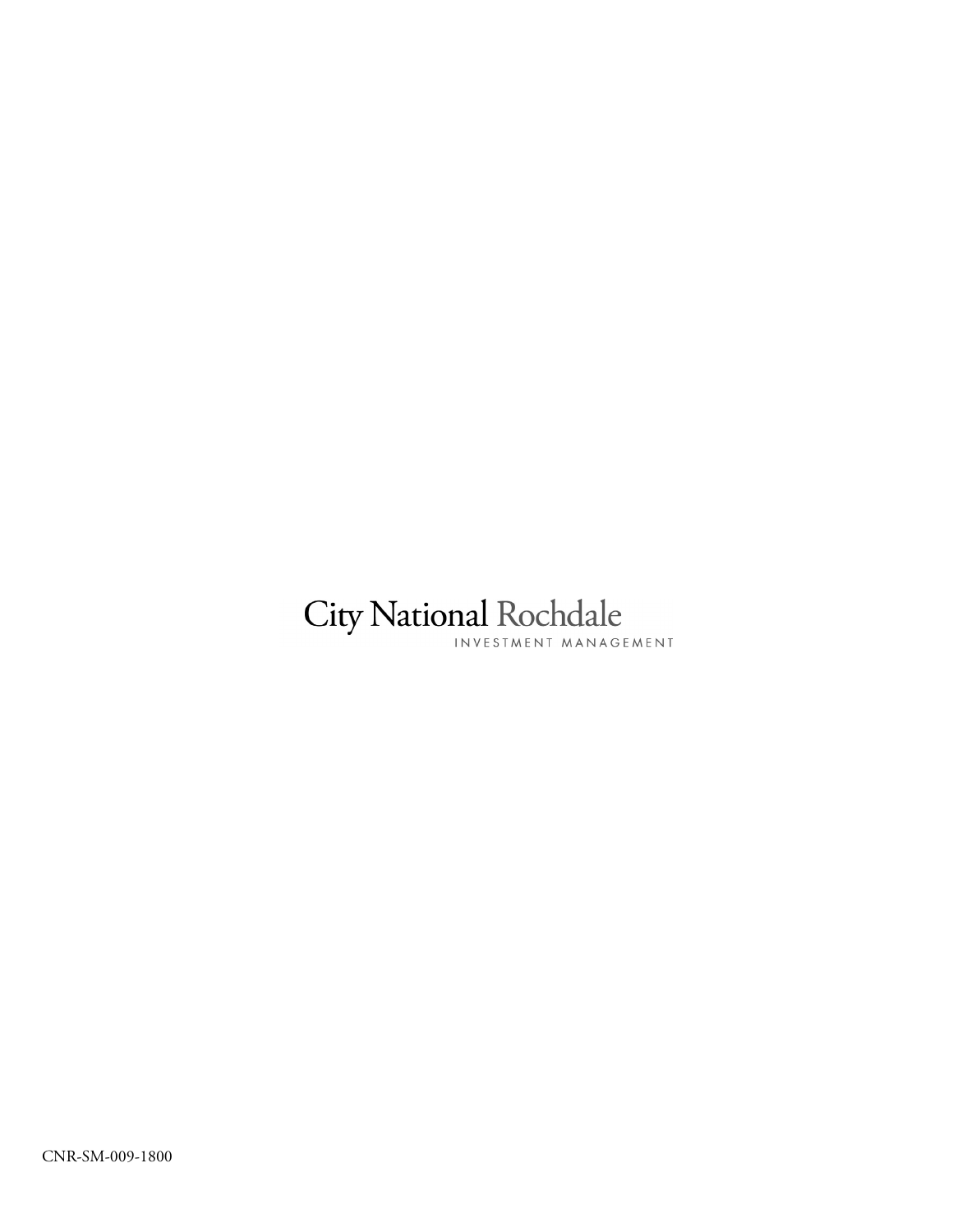City National Rochdale

INVESTMENT MANAGEMENT

CNR-SM-009-1800